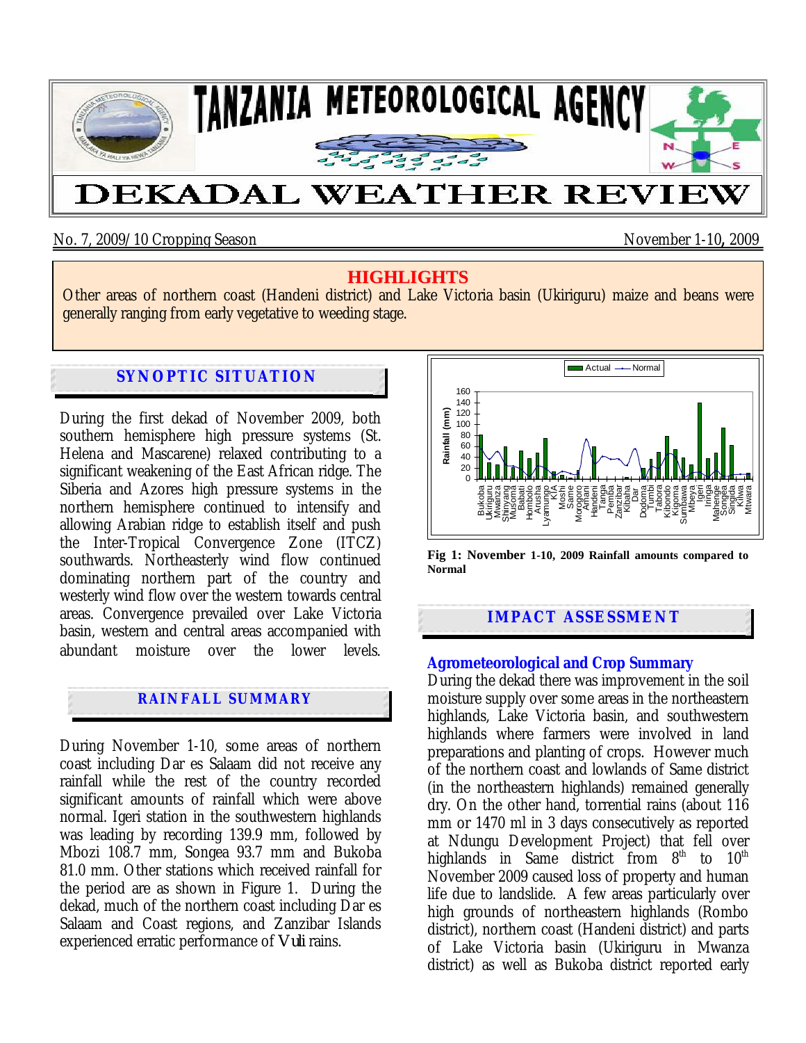# TANZANIA METEOROLOGICAL AGENCY

# DEKADAL WEATHER REVIEW

No. 7, 2009/10 Cropping Season — November 1-10, 2009

## HIGHLIGHTS

Other areas of northern coast (Handeni district) and Lake Victoria basin (Ukiriguru) maize and beans were generally ranging from early vegetative to weeding stage.

## SYNOPTIC SITUATION

During the first dekad of November 2009, both southern hemisphere high pressure systems (St. Helena and Mascarene) relaxed contributing to a significant weakening of the East African ridge. The Siberia and Azores high pressure systems in the northern hemisphere continued to intensify and allowing Arabian ridge to establish itself and push the Inter-Tropical Convergence Zone (ITCZ) southwards. Northeasterly wind flow continued dominating northern part of the country and westerly wind flow over the western towards central areas. Convergence prevailed over Lake Victoria basin, western and central areas accompanied with abundant moisture over the lower levels.

## RAINFALL SUMMARY

During November 1-10, some areas of northern coast including Dar es Salaam did not receive any rainfall while the rest of the country recorded significant amounts of rainfall which were above normal. Igeri station in the southwestern highlands was leading by recording 139.9 mm, followed by Mbozi 108.7 mm, Songea 93.7 mm and Bukoba 81.0 mm. Other stations which received rainfall for the period are as shown in Figure 1. During the dekad, much of the northern coast including Dar es Salaam and Coast regions, and Zanzibar Islands experienced erratic performance of Vuli rains.

**Fig 1: November 1-10, 2009 Rainfall amounts compared to Normal**

## IMPACT ASSESSMENT

### Agrometeorological and Crop Summary

During the dekad there was improvement in the soil moisture supply over some areas in the northeastern highlands, Lake Victoria basin, and southwestern highlands where farmers were involved in land preparations and planting of crops. However much of the northern coast and lowlands of Same district (in the northeastern highlands) remained generally dry. On the other hand, torrential rains (about 116 mm or 1470 ml in 3 days consecutively as reported at Ndungu Development Project) that fell over highlands in Same district from 8th to 10th November 2009 caused loss of property and human life due to landslide. A few areas particularly over high grounds of northeastern highlands (Rombo district), northern coast (Handeni district) and parts of Lake Victoria basin (Ukiriguru in Mwanza district) as well as Bukoba district reported early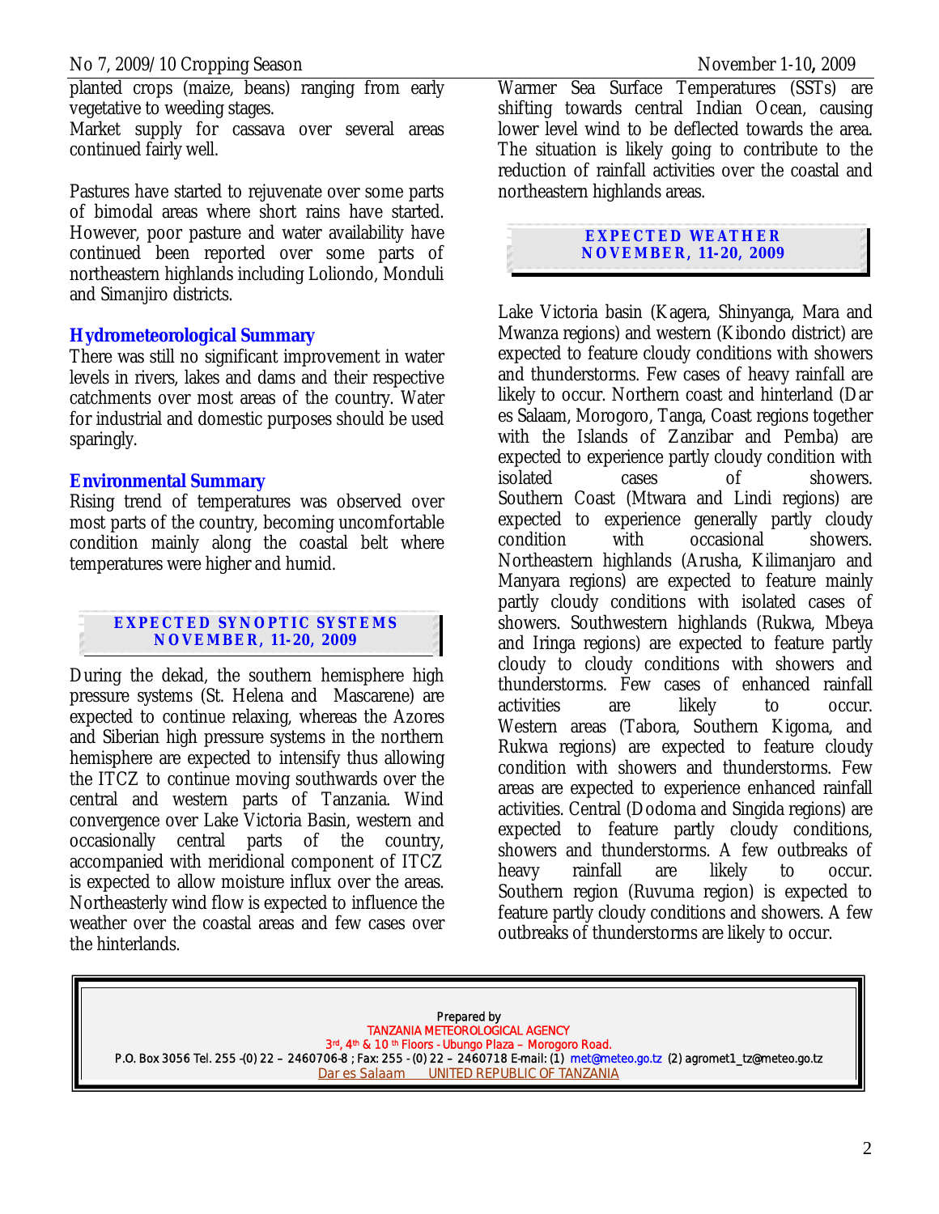planted crops (maize, beans) ranging from early vegetative to weeding stages.
Market supply for cassava over several areas continued fairly well.

Pastures have started to rejuvenate over some parts of bimodal areas where short rains have started. However, poor pasture and water availability have continued been reported over some parts of northeastern highlands including Loliondo, Monduli and Simanjiro districts.

## Hydrometeorological Summary

There was still no significant improvement in water levels in rivers, lakes and dams and their respective catchments over most areas of the country. Water for industrial and domestic purposes should be used sparingly.

## Environmental Summary

Rising trend of temperatures was observed over most parts of the country, becoming uncomfortable condition mainly along the coastal belt where temperatures were higher and humid.

## EXPECTED SYNOPTIC SYSTEMS NOVEMBER, 11-20, 2009

During the dekad, the southern hemisphere high pressure systems (St. Helena and Mascarene) are expected to continue relaxing, whereas the Azores and Siberian high pressure systems in the northern hemisphere are expected to intensify thus allowing the ITCZ to continue moving southwards over the central and western parts of Tanzania. Wind convergence over Lake Victoria Basin, western and occasionally central parts of the country, accompanied with meridional component of ITCZ is expected to allow moisture influx over the areas. Northeasterly wind flow is expected to influence the weather over the coastal areas and few cases over the hinterlands.

Warmer Sea Surface Temperatures (SSTs) are shifting towards central Indian Ocean, causing lower level wind to be deflected towards the area. The situation is likely going to contribute to the reduction of rainfall activities over the coastal and northeastern highlands areas.

## EXPECTED WEATHER NOVEMBER, 11-20, 2009

Lake Victoria basin (Kagera, Shinyanga, Mara and Mwanza regions) and western (Kibondo district) are expected to feature cloudy conditions with showers and thunderstorms. Few cases of heavy rainfall are likely to occur. Northern coast and hinterland (Dar es Salaam, Morogoro, Tanga, Coast regions together with the Islands of Zanzibar and Pemba) are expected to experience partly cloudy condition with isolated cases of showers. Southern Coast (Mtwara and Lindi regions) are expected to experience generally partly cloudy condition with occasional showers. Northeastern highlands (Arusha, Kilimanjaro and Manyara regions) are expected to feature mainly partly cloudy conditions with isolated cases of showers. Southwestern highlands (Rukwa, Mbeya and Iringa regions) are expected to feature partly cloudy to cloudy conditions with showers and thunderstorms. Few cases of enhanced rainfall activities are likely to occur. Western areas (Tabora, Southern Kigoma, and Rukwa regions) are expected to feature cloudy condition with showers and thunderstorms. Few areas are expected to experience enhanced rainfall activities. Central (Dodoma and Singida regions) are expected to feature partly cloudy conditions, showers and thunderstorms. A few outbreaks of heavy rainfall are likely to occur. Southern region (Ruvuma region) is expected to feature partly cloudy conditions and showers. A few outbreaks of thunderstorms are likely to occur.

Prepared by
TANZANIA METEOROLOGICAL AGENCY
3rd, 4th & 10th Floors - Ubungo Plaza – Morogoro Road.
P.O. Box 3056 Tel. 255 -(0) 22 – 2460706-8 ; Fax: 255 - (0) 22 – 2460718 E-mail: (1) met@meteo.go.tz (2) agromet1_tz@meteo.go.tz
Dar es Salaam UNITED REPUBLIC OF TANZANIA